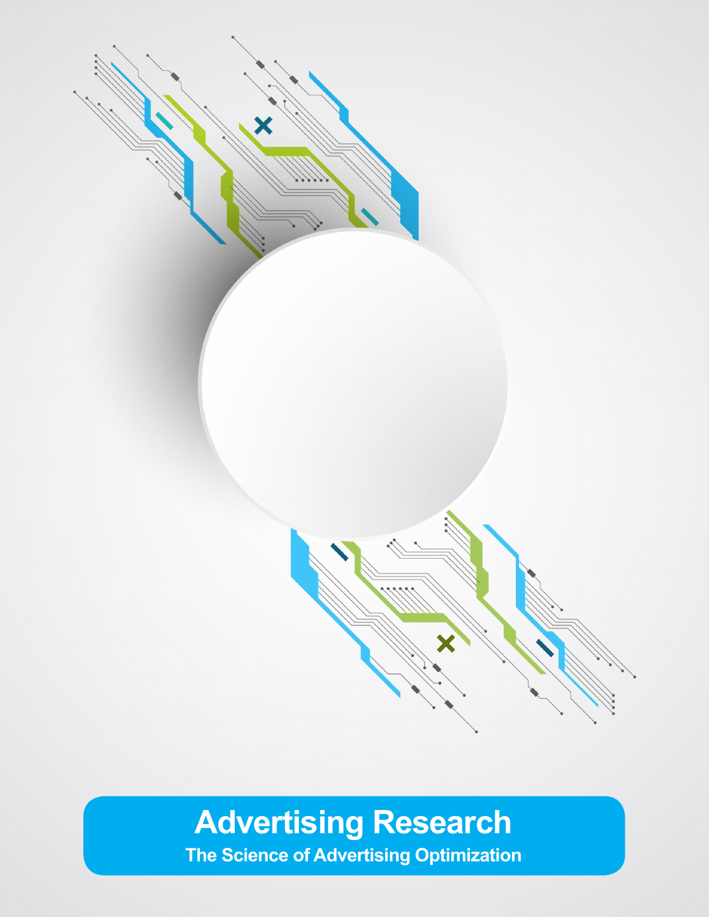# Advertising Research

## The Science of Advertising Optimization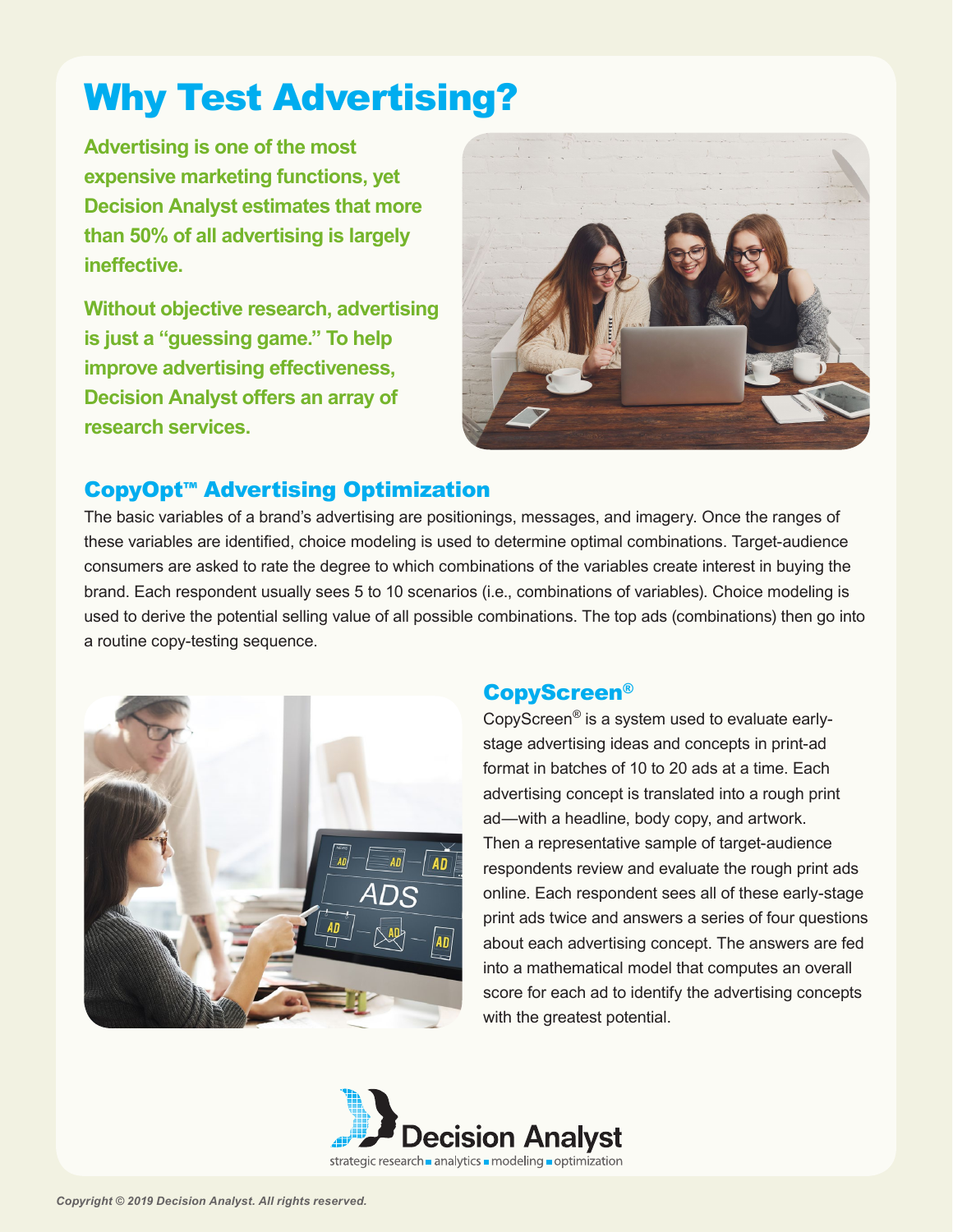# Why Test Advertising?

**Advertising is one of the most expensive marketing functions, yet Decision Analyst estimates that more than 50% of all advertising is largely ineffective.**

**Without objective research, advertising is just a "guessing game." To help improve advertising effectiveness, Decision Analyst offers an array of research services.**

## CopyOpt™ Advertising Optimization

The basic variables of a brand's advertising are positionings, messages, and imagery. Once the ranges of these variables are identified, choice modeling is used to determine optimal combinations. Target-audience consumers are asked to rate the degree to which combinations of the variables create interest in buying the brand. Each respondent usually sees 5 to 10 scenarios (i.e., combinations of variables). Choice modeling is used to derive the potential selling value of all possible combinations. The top ads (combinations) then go into a routine copy-testing sequence.

## CopyScreen®

CopyScreen® is a system used to evaluate early-stage advertising ideas and concepts in print-ad format in batches of 10 to 20 ads at a time. Each advertising concept is translated into a rough print ad—with a headline, body copy, and artwork. Then a representative sample of target-audience respondents review and evaluate the rough print ads online. Each respondent sees all of these early-stage print ads twice and answers a series of four questions about each advertising concept. The answers are fed into a mathematical model that computes an overall score for each ad to identify the advertising concepts with the greatest potential.

Decision Analyst
strategic research ▪ analytics ▪ modeling ▪ optimization

*Copyright © 2019 Decision Analyst. All rights reserved.*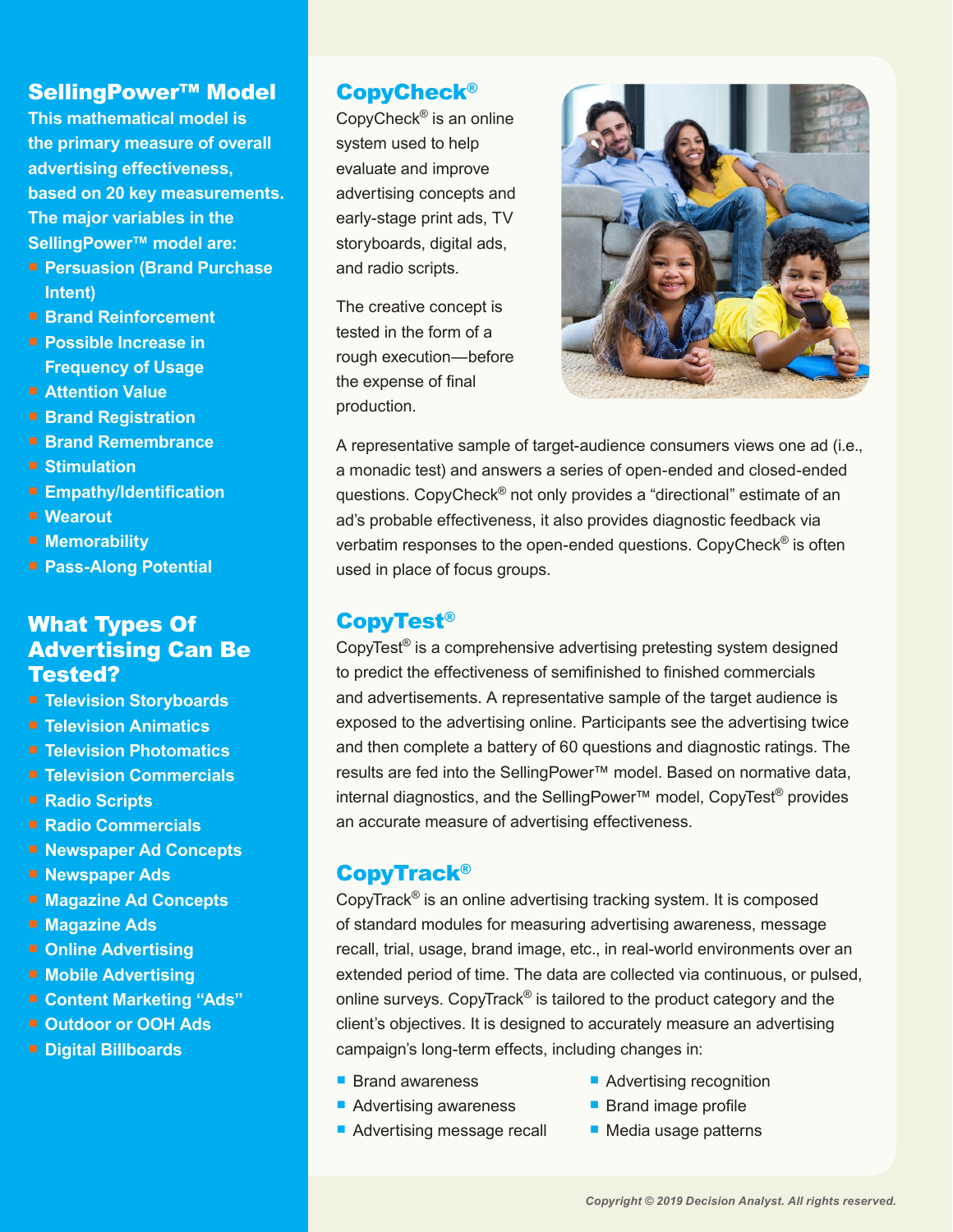## SellingPower™ Model

**This mathematical model is the primary measure of overall advertising effectiveness, based on 20 key measurements. The major variables in the SellingPower™ model are:**

- **Persuasion (Brand Purchase Intent)**
- **Brand Reinforcement**
- **Possible Increase in Frequency of Usage**
- **Attention Value**
- **Brand Registration**
- **Brand Remembrance**
- **Stimulation**
- **Empathy/Identification**
- **Wearout**
- **Memorability**
- **Pass-Along Potential**

## What Types Of Advertising Can Be Tested?

- **Television Storyboards**
- **Television Animatics**
- **Television Photomatics**
- **Television Commercials**
- **Radio Scripts**
- **Radio Commercials**
- **Newspaper Ad Concepts**
- **Newspaper Ads**
- **Magazine Ad Concepts**
- **Magazine Ads**
- **Online Advertising**
- **Mobile Advertising**
- **Content Marketing "Ads"**
- **Outdoor or OOH Ads**
- **Digital Billboards**

## CopyCheck®

CopyCheck® is an online system used to help evaluate and improve advertising concepts and early-stage print ads, TV storyboards, digital ads, and radio scripts.

The creative concept is tested in the form of a rough execution—before the expense of final production.

A representative sample of target-audience consumers views one ad (i.e., a monadic test) and answers a series of open-ended and closed-ended questions. CopyCheck® not only provides a "directional" estimate of an ad's probable effectiveness, it also provides diagnostic feedback via verbatim responses to the open-ended questions. CopyCheck® is often used in place of focus groups.

## CopyTest®

CopyTest® is a comprehensive advertising pretesting system designed to predict the effectiveness of semifinished to finished commercials and advertisements. A representative sample of the target audience is exposed to the advertising online. Participants see the advertising twice and then complete a battery of 60 questions and diagnostic ratings. The results are fed into the SellingPower™ model. Based on normative data, internal diagnostics, and the SellingPower™ model, CopyTest® provides an accurate measure of advertising effectiveness.

## CopyTrack®

CopyTrack® is an online advertising tracking system. It is composed of standard modules for measuring advertising awareness, message recall, trial, usage, brand image, etc., in real-world environments over an extended period of time. The data are collected via continuous, or pulsed, online surveys. CopyTrack® is tailored to the product category and the client's objectives. It is designed to accurately measure an advertising campaign's long-term effects, including changes in:

- Brand awareness
- Advertising awareness
- Advertising message recall
- Advertising recognition
- Brand image profile
- Media usage patterns

*Copyright © 2019 Decision Analyst. All rights reserved.*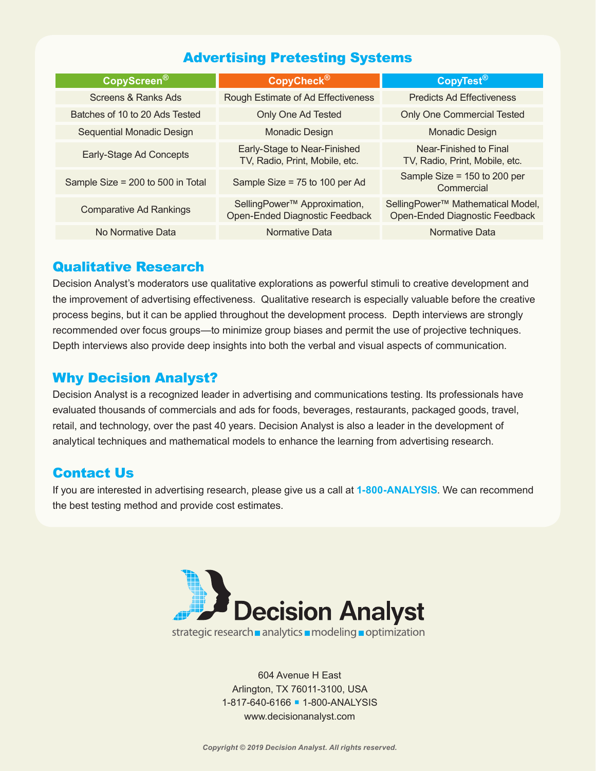## Advertising Pretesting Systems

| CopyScreen® | CopyCheck® | CopyTest® |
|---|---|---|
| Screens & Ranks Ads | Rough Estimate of Ad Effectiveness | Predicts Ad Effectiveness |
| Batches of 10 to 20 Ads Tested | Only One Ad Tested | Only One Commercial Tested |
| Sequential Monadic Design | Monadic Design | Monadic Design |
| Early-Stage Ad Concepts | Early-Stage to Near-Finished TV, Radio, Print, Mobile, etc. | Near-Finished to Final TV, Radio, Print, Mobile, etc. |
| Sample Size = 200 to 500 in Total | Sample Size = 75 to 100 per Ad | Sample Size = 150 to 200 per Commercial |
| Comparative Ad Rankings | SellingPower™ Approximation, Open-Ended Diagnostic Feedback | SellingPower™ Mathematical Model, Open-Ended Diagnostic Feedback |
| No Normative Data | Normative Data | Normative Data |

## Qualitative Research

Decision Analyst's moderators use qualitative explorations as powerful stimuli to creative development and the improvement of advertising effectiveness. Qualitative research is especially valuable before the creative process begins, but it can be applied throughout the development process. Depth interviews are strongly recommended over focus groups—to minimize group biases and permit the use of projective techniques. Depth interviews also provide deep insights into both the verbal and visual aspects of communication.

## Why Decision Analyst?

Decision Analyst is a recognized leader in advertising and communications testing. Its professionals have evaluated thousands of commercials and ads for foods, beverages, restaurants, packaged goods, travel, retail, and technology, over the past 40 years. Decision Analyst is also a leader in the development of analytical techniques and mathematical models to enhance the learning from advertising research.

## Contact Us

If you are interested in advertising research, please give us a call at **1-800-ANALYSIS**. We can recommend the best testing method and provide cost estimates.

Decision Analyst

strategic research ▪ analytics ▪ modeling ▪ optimization

604 Avenue H East
Arlington, TX 76011-3100, USA
1-817-640-6166 ▪ 1-800-ANALYSIS
www.decisionanalyst.com

*Copyright © 2019 Decision Analyst. All rights reserved.*